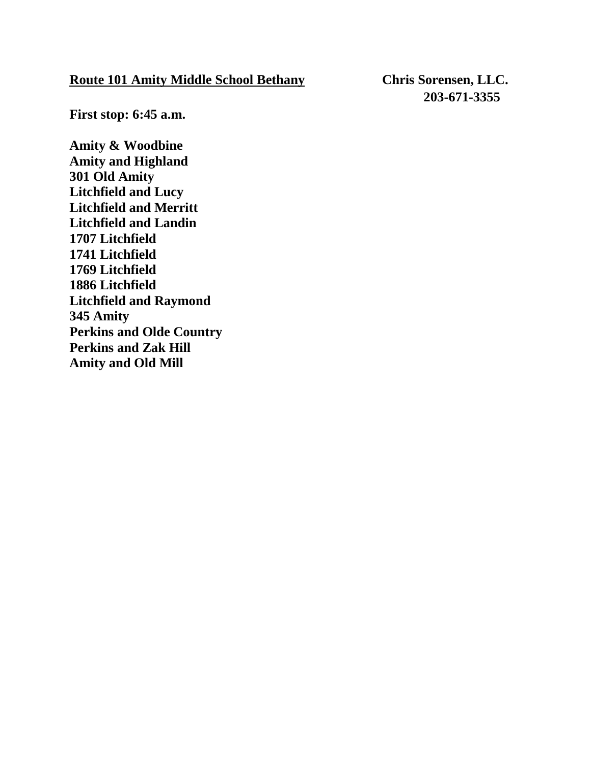**Route 101 Amity Middle School Bethany**

**Chris Sorensen, LLC.**
**203-671-3355**

**First stop: 6:45 a.m.**

**Amity & Woodbine**
**Amity and Highland**
**301 Old Amity**
**Litchfield and Lucy**
**Litchfield and Merritt**
**Litchfield and Landin**
**1707 Litchfield**
**1741 Litchfield**
**1769 Litchfield**
**1886 Litchfield**
**Litchfield and Raymond**
**345 Amity**
**Perkins and Olde Country**
**Perkins and Zak Hill**
**Amity and Old Mill**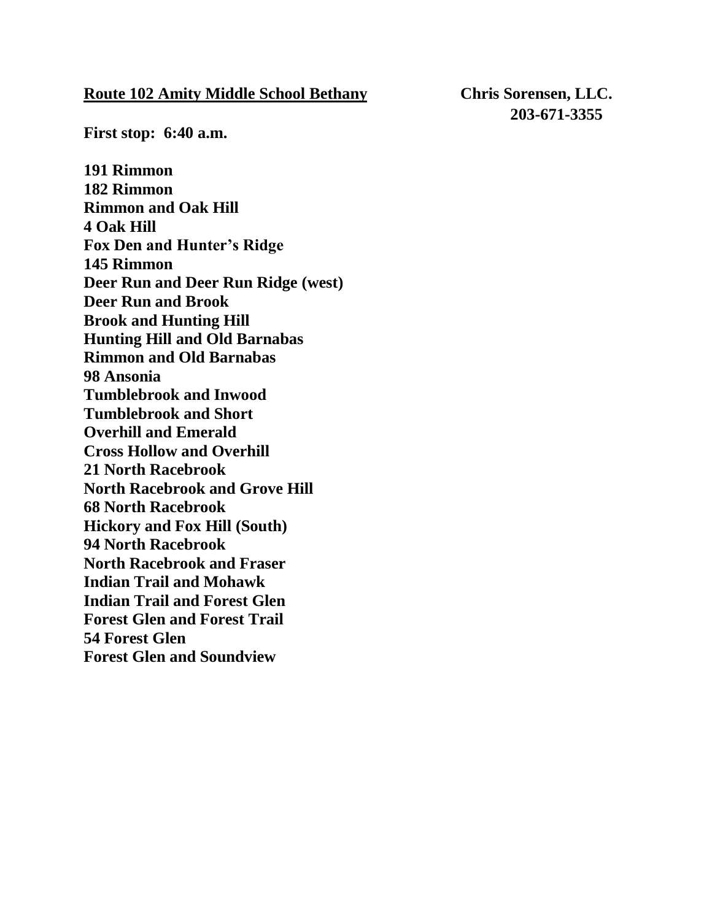**Route 102 Amity Middle School Bethany**

**Chris Sorensen, LLC.**
**203-671-3355**

**First stop: 6:40 a.m.**

**191 Rimmon**
**182 Rimmon**
**Rimmon and Oak Hill**
**4 Oak Hill**
**Fox Den and Hunter's Ridge**
**145 Rimmon**
**Deer Run and Deer Run Ridge (west)**
**Deer Run and Brook**
**Brook and Hunting Hill**
**Hunting Hill and Old Barnabas**
**Rimmon and Old Barnabas**
**98 Ansonia**
**Tumblebrook and Inwood**
**Tumblebrook and Short**
**Overhill and Emerald**
**Cross Hollow and Overhill**
**21 North Racebrook**
**North Racebrook and Grove Hill**
**68 North Racebrook**
**Hickory and Fox Hill (South)**
**94 North Racebrook**
**North Racebrook and Fraser**
**Indian Trail and Mohawk**
**Indian Trail and Forest Glen**
**Forest Glen and Forest Trail**
**54 Forest Glen**
**Forest Glen and Soundview**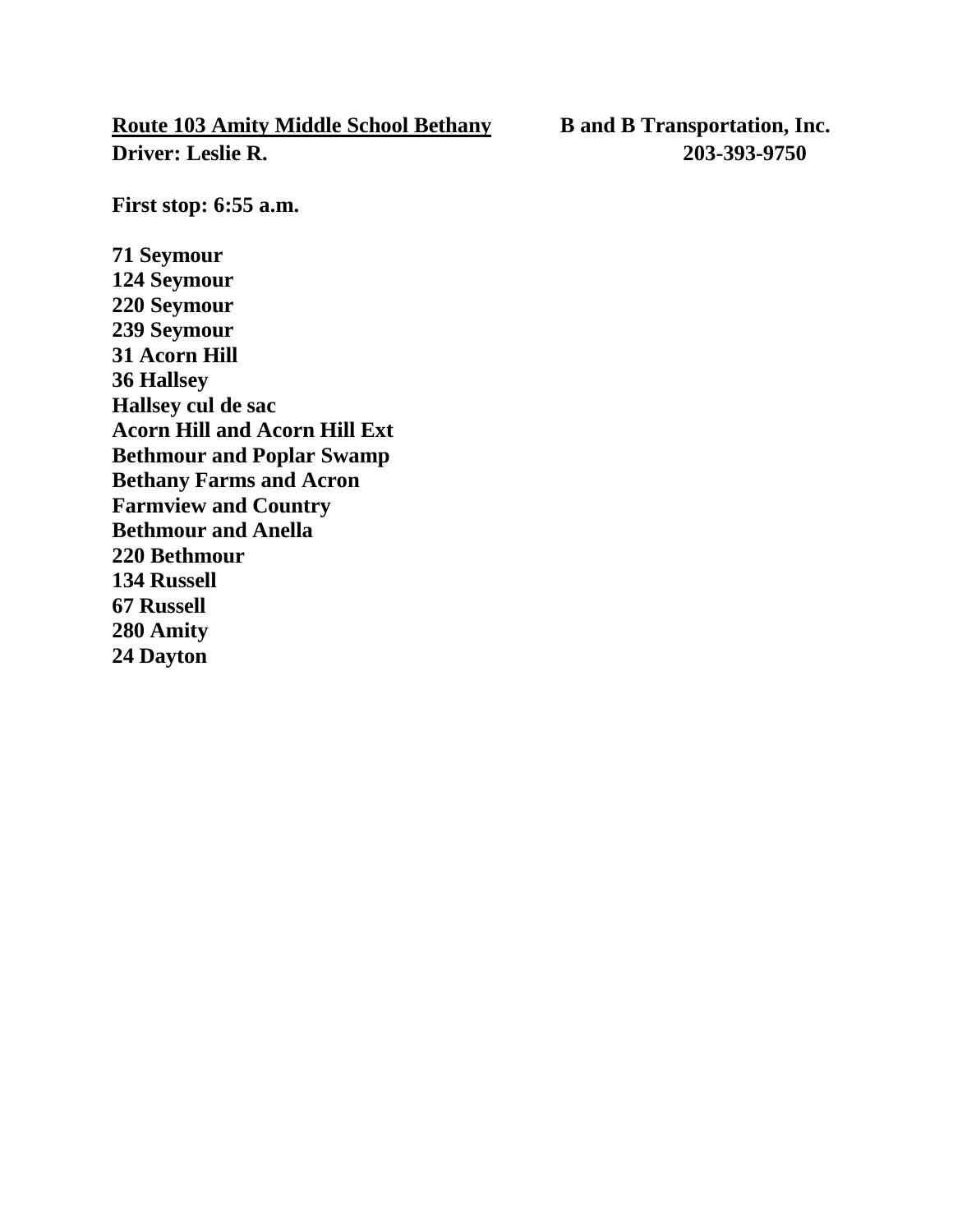**<u>Route 103 Amity Middle School Bethany</u>** **B and B Transportation, Inc.**

**Driver: Leslie R.** **203-393-9750**

**First stop: 6:55 a.m.**

**71 Seymour**
**124 Seymour**
**220 Seymour**
**239 Seymour**
**31 Acorn Hill**
**36 Hallsey**
**Hallsey cul de sac**
**Acorn Hill and Acorn Hill Ext**
**Bethmour and Poplar Swamp**
**Bethany Farms and Acron**
**Farmview and Country**
**Bethmour and Anella**
**220 Bethmour**
**134 Russell**
**67 Russell**
**280 Amity**
**24 Dayton**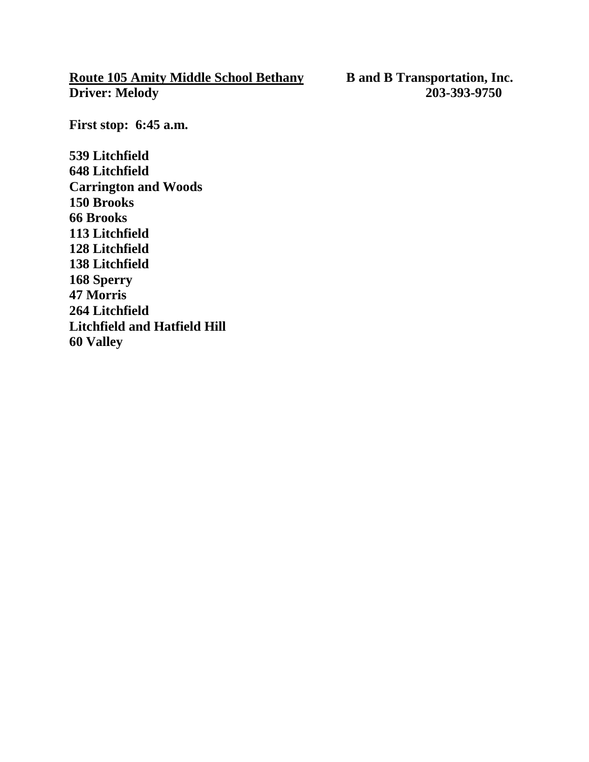**<u>Route 105 Amity Middle School Bethany</u>** **B and B Transportation, Inc.**
**Driver: Melody** **203-393-9750**

**First stop: 6:45 a.m.**

**539 Litchfield**
**648 Litchfield**
**Carrington and Woods**
**150 Brooks**
**66 Brooks**
**113 Litchfield**
**128 Litchfield**
**138 Litchfield**
**168 Sperry**
**47 Morris**
**264 Litchfield**
**Litchfield and Hatfield Hill**
**60 Valley**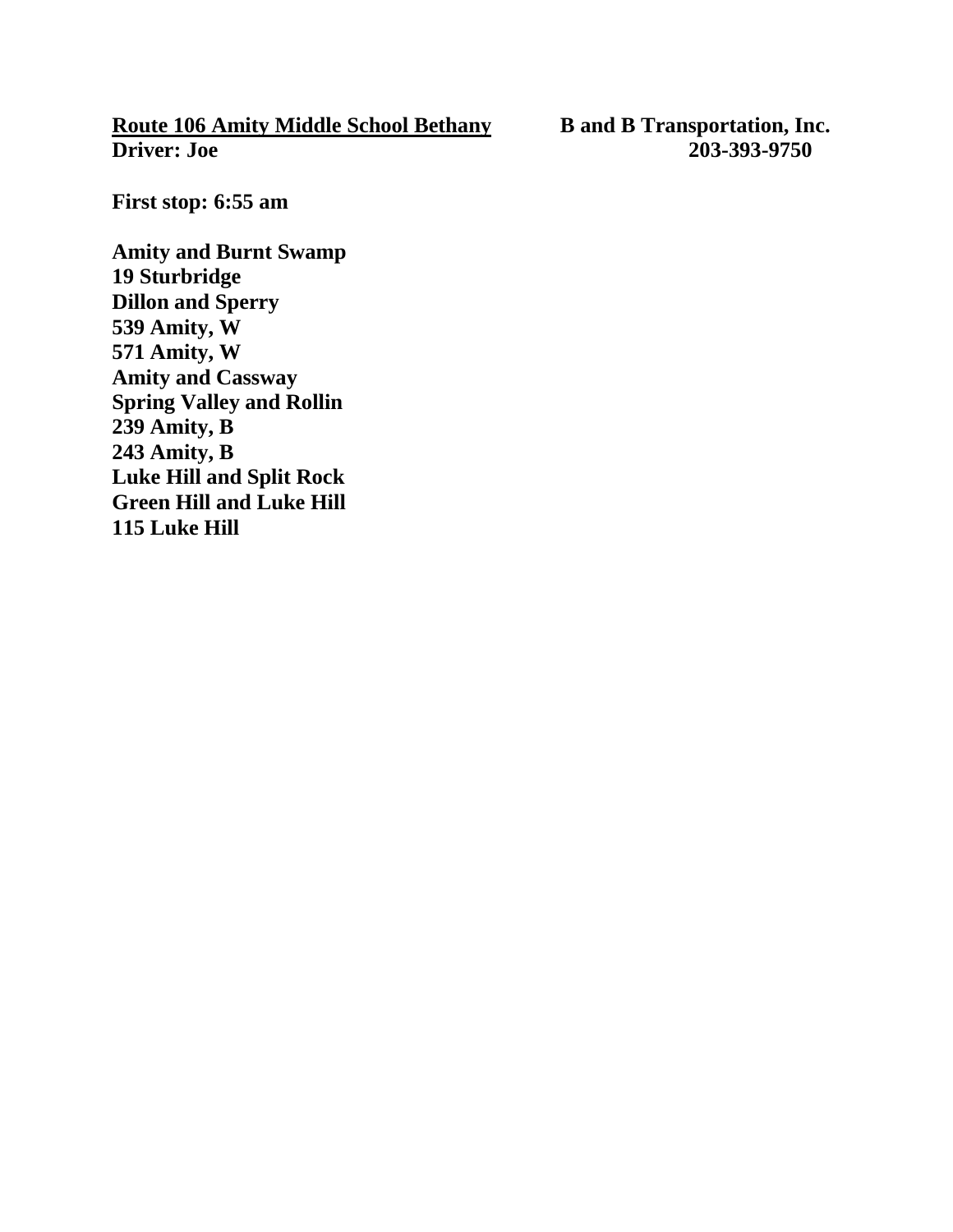**<u>Route 106 Amity Middle School Bethany</u>** **B and B Transportation, Inc.**
**Driver: Joe** **203-393-9750**

**First stop: 6:55 am**

**Amity and Burnt Swamp**
**19 Sturbridge**
**Dillon and Sperry**
**539 Amity, W**
**571 Amity, W**
**Amity and Cassway**
**Spring Valley and Rollin**
**239 Amity, B**
**243 Amity, B**
**Luke Hill and Split Rock**
**Green Hill and Luke Hill**
**115 Luke Hill**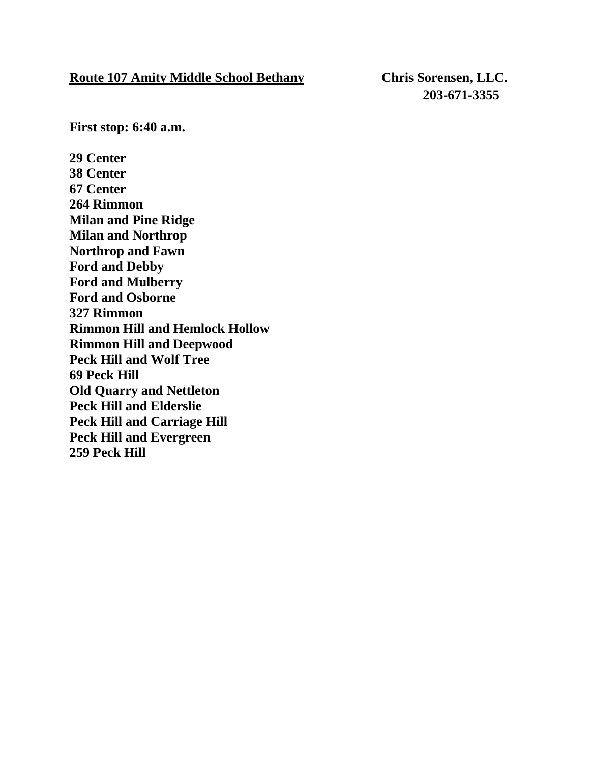**Route 107 Amity Middle School Bethany**

**Chris Sorensen, LLC.**
**203-671-3355**

**First stop: 6:40 a.m.**

**29 Center**
**38 Center**
**67 Center**
**264 Rimmon**
**Milan and Pine Ridge**
**Milan and Northrop**
**Northrop and Fawn**
**Ford and Debby**
**Ford and Mulberry**
**Ford and Osborne**
**327 Rimmon**
**Rimmon Hill and Hemlock Hollow**
**Rimmon Hill and Deepwood**
**Peck Hill and Wolf Tree**
**69 Peck Hill**
**Old Quarry and Nettleton**
**Peck Hill and Elderslie**
**Peck Hill and Carriage Hill**
**Peck Hill and Evergreen**
**259 Peck Hill**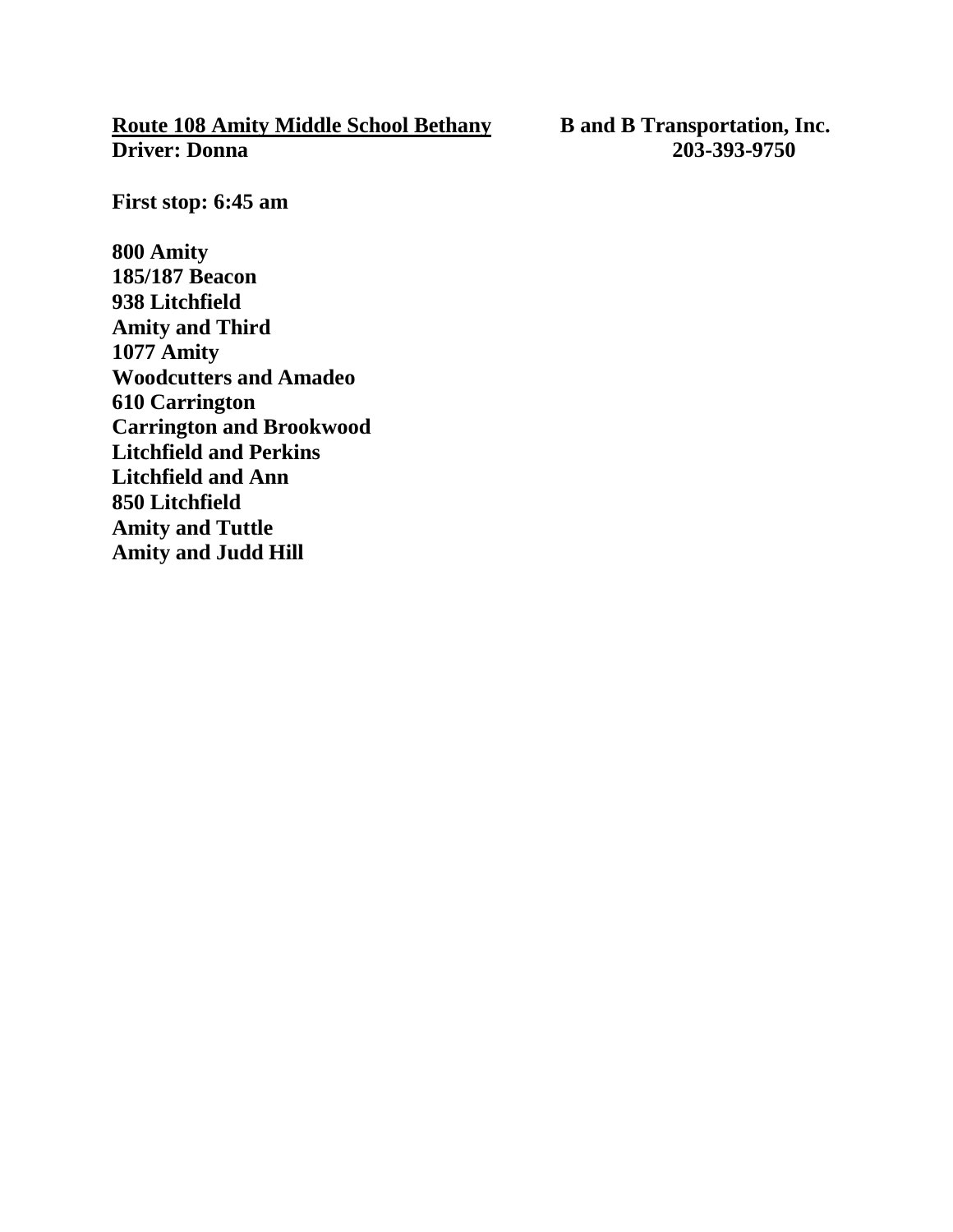**<u>Route 108 Amity Middle School Bethany</u>** **B and B Transportation, Inc.**
**Driver: Donna** **203-393-9750**

**First stop: 6:45 am**

**800 Amity**
**185/187 Beacon**
**938 Litchfield**
**Amity and Third**
**1077 Amity**
**Woodcutters and Amadeo**
**610 Carrington**
**Carrington and Brookwood**
**Litchfield and Perkins**
**Litchfield and Ann**
**850 Litchfield**
**Amity and Tuttle**
**Amity and Judd Hill**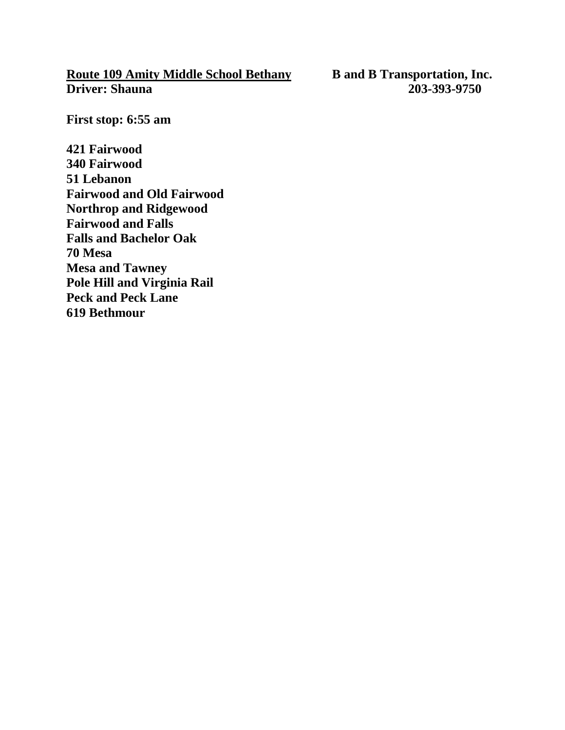**<u>Route 109 Amity Middle School Bethany</u>** **B and B Transportation, Inc.**
**Driver: Shauna** **203-393-9750**

**First stop: 6:55 am**

**421 Fairwood**
**340 Fairwood**
**51 Lebanon**
**Fairwood and Old Fairwood**
**Northrop and Ridgewood**
**Fairwood and Falls**
**Falls and Bachelor Oak**
**70 Mesa**
**Mesa and Tawney**
**Pole Hill and Virginia Rail**
**Peck and Peck Lane**
**619 Bethmour**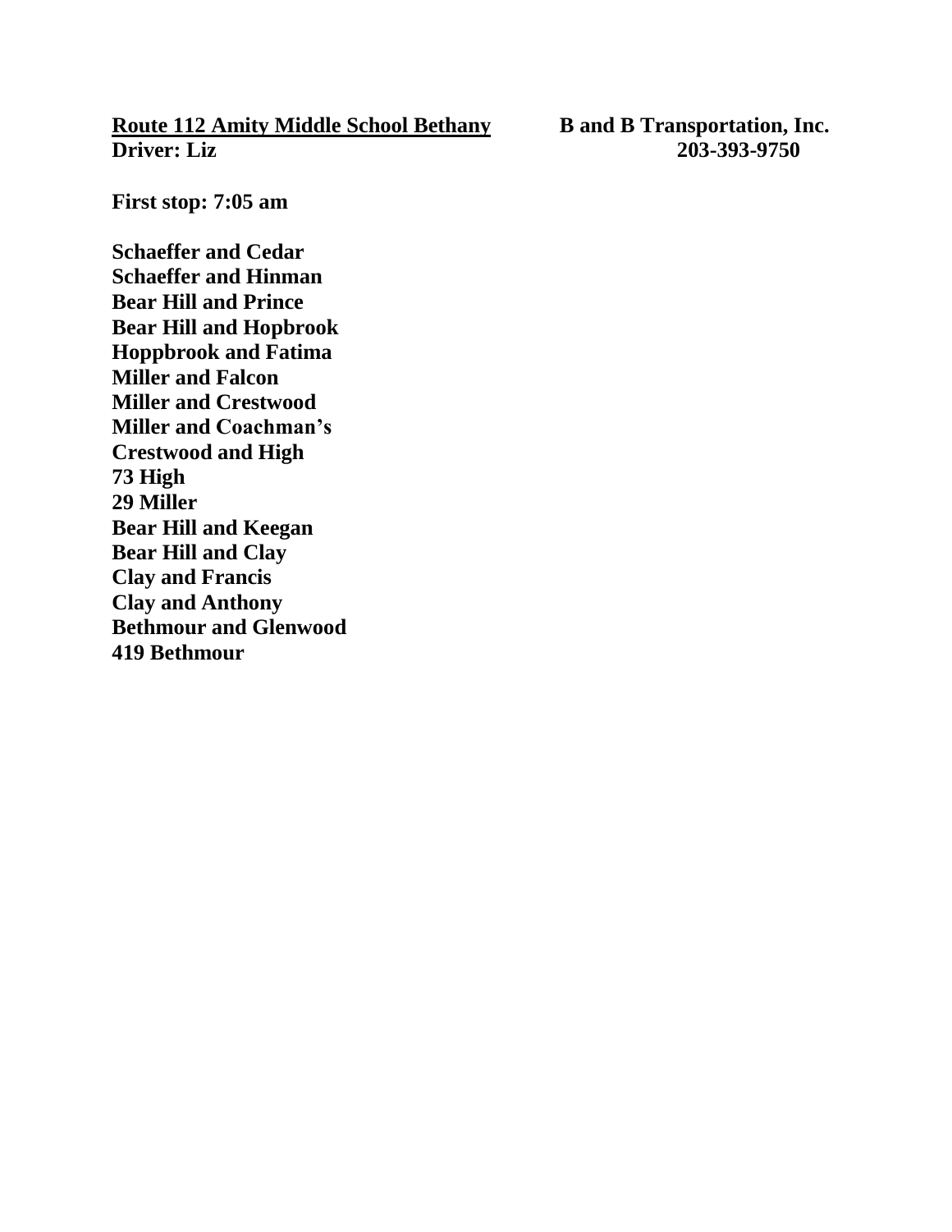**Route 112 Amity Middle School Bethany** **B and B Transportation, Inc.**
**Driver: Liz** **203-393-9750**

**First stop: 7:05 am**

**Schaeffer and Cedar**
**Schaeffer and Hinman**
**Bear Hill and Prince**
**Bear Hill and Hopbrook**
**Hoppbrook and Fatima**
**Miller and Falcon**
**Miller and Crestwood**
**Miller and Coachman's**
**Crestwood and High**
**73 High**
**29 Miller**
**Bear Hill and Keegan**
**Bear Hill and Clay**
**Clay and Francis**
**Clay and Anthony**
**Bethmour and Glenwood**
**419 Bethmour**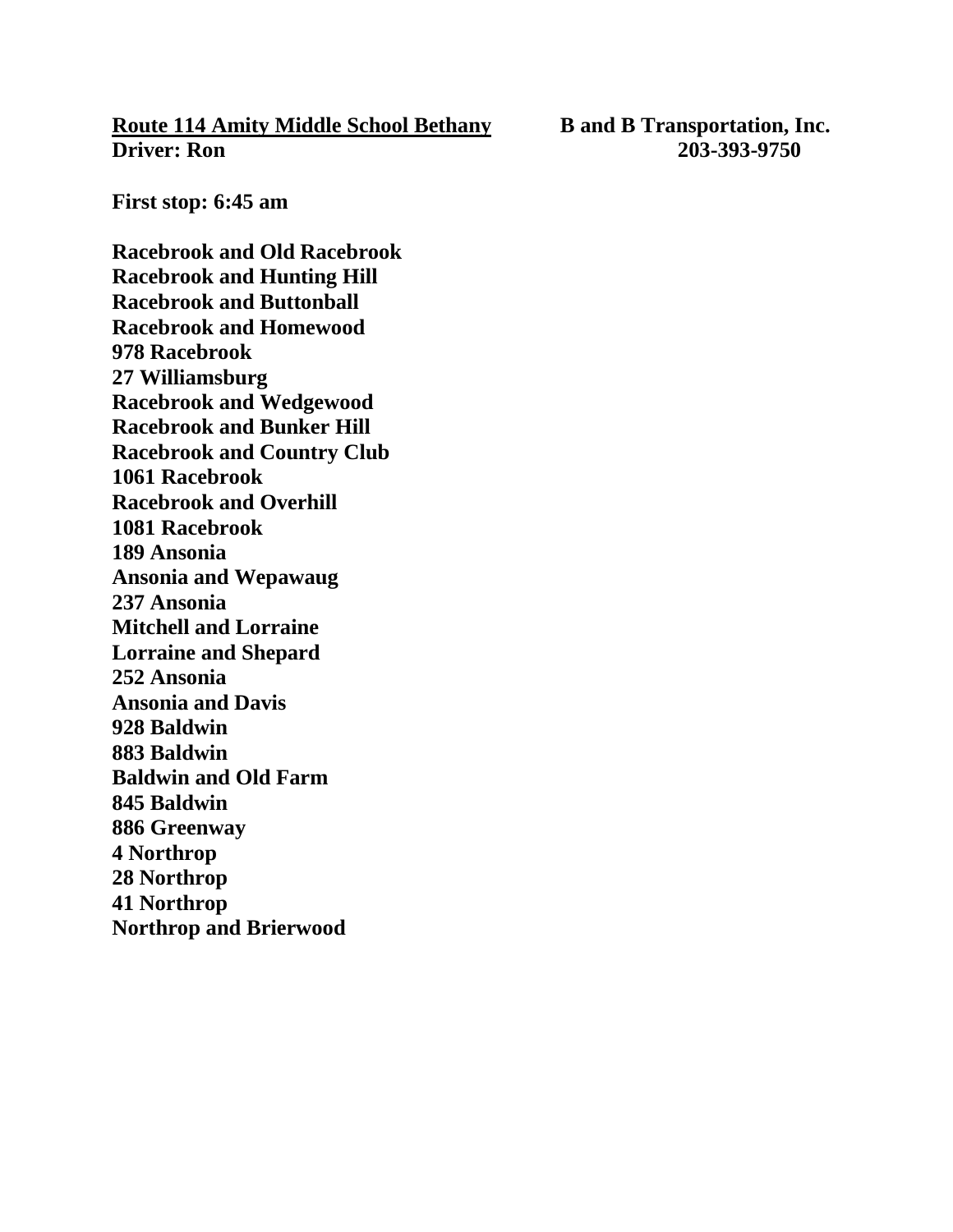**<u>Route 114 Amity Middle School Bethany</u>** **B and B Transportation, Inc.**
**Driver: Ron** **203-393-9750**

**First stop: 6:45 am**

**Racebrook and Old Racebrook**
**Racebrook and Hunting Hill**
**Racebrook and Buttonball**
**Racebrook and Homewood**
**978 Racebrook**
**27 Williamsburg**
**Racebrook and Wedgewood**
**Racebrook and Bunker Hill**
**Racebrook and Country Club**
**1061 Racebrook**
**Racebrook and Overhill**
**1081 Racebrook**
**189 Ansonia**
**Ansonia and Wepawaug**
**237 Ansonia**
**Mitchell and Lorraine**
**Lorraine and Shepard**
**252 Ansonia**
**Ansonia and Davis**
**928 Baldwin**
**883 Baldwin**
**Baldwin and Old Farm**
**845 Baldwin**
**886 Greenway**
**4 Northrop**
**28 Northrop**
**41 Northrop**
**Northrop and Brierwood**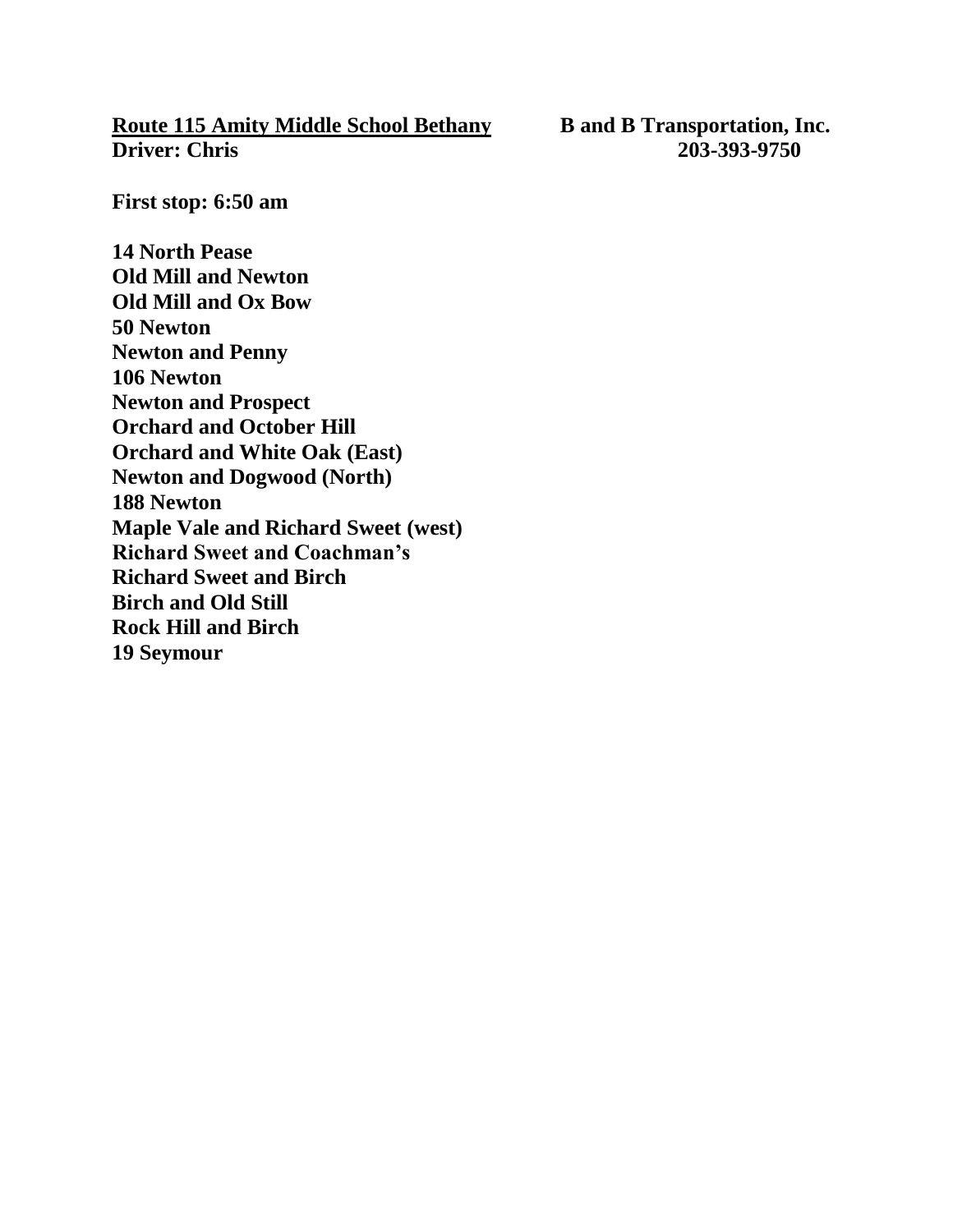**Route 115 Amity Middle School Bethany** **B and B Transportation, Inc.**
**Driver: Chris** **203-393-9750**

**First stop: 6:50 am**

**14 North Pease**
**Old Mill and Newton**
**Old Mill and Ox Bow**
**50 Newton**
**Newton and Penny**
**106 Newton**
**Newton and Prospect**
**Orchard and October Hill**
**Orchard and White Oak (East)**
**Newton and Dogwood (North)**
**188 Newton**
**Maple Vale and Richard Sweet (west)**
**Richard Sweet and Coachman's**
**Richard Sweet and Birch**
**Birch and Old Still**
**Rock Hill and Birch**
**19 Seymour**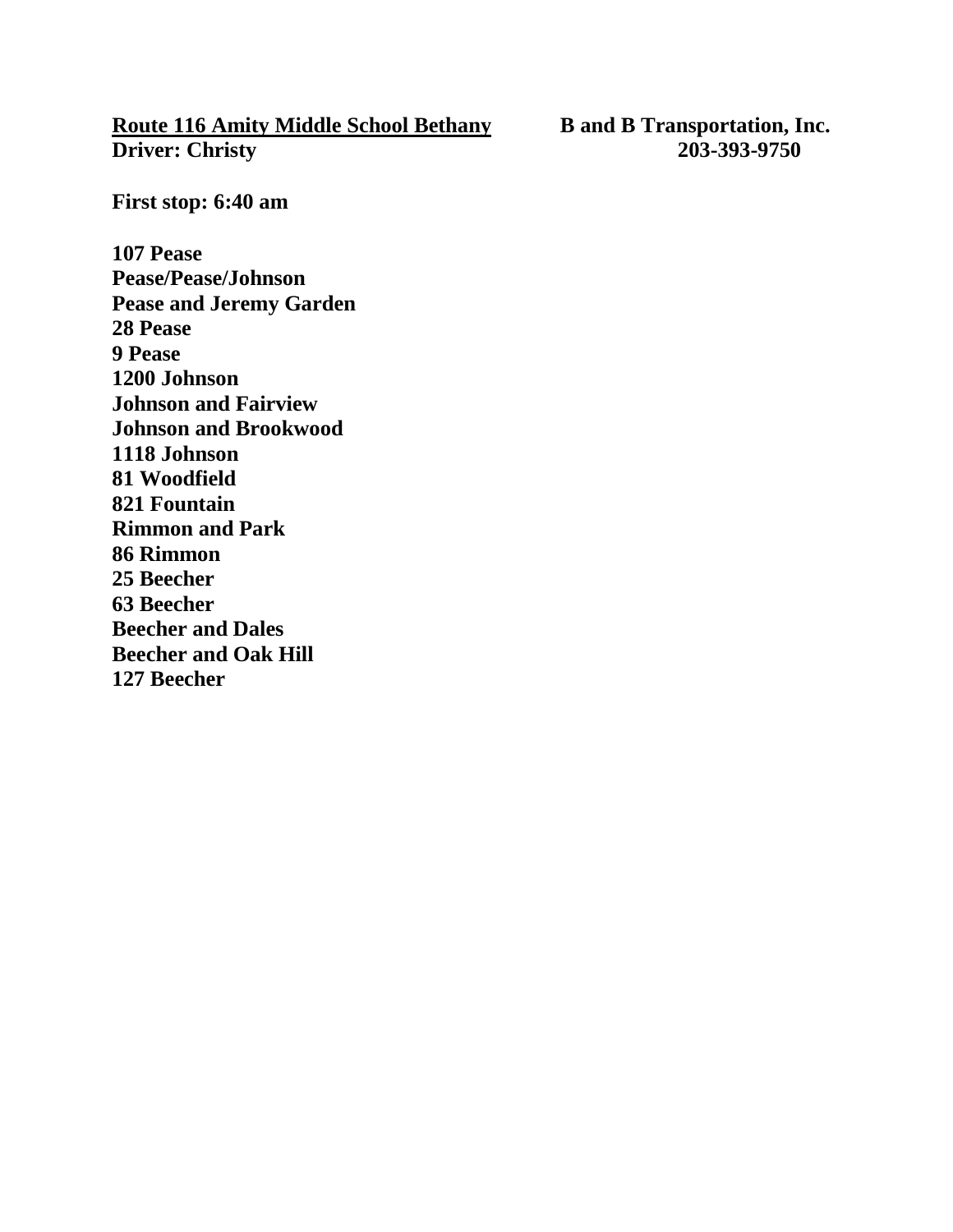**Route 116 Amity Middle School Bethany** **B and B Transportation, Inc.**
**Driver: Christy** **203-393-9750**

**First stop: 6:40 am**

**107 Pease**
**Pease/Pease/Johnson**
**Pease and Jeremy Garden**
**28 Pease**
**9 Pease**
**1200 Johnson**
**Johnson and Fairview**
**Johnson and Brookwood**
**1118 Johnson**
**81 Woodfield**
**821 Fountain**
**Rimmon and Park**
**86 Rimmon**
**25 Beecher**
**63 Beecher**
**Beecher and Dales**
**Beecher and Oak Hill**
**127 Beecher**